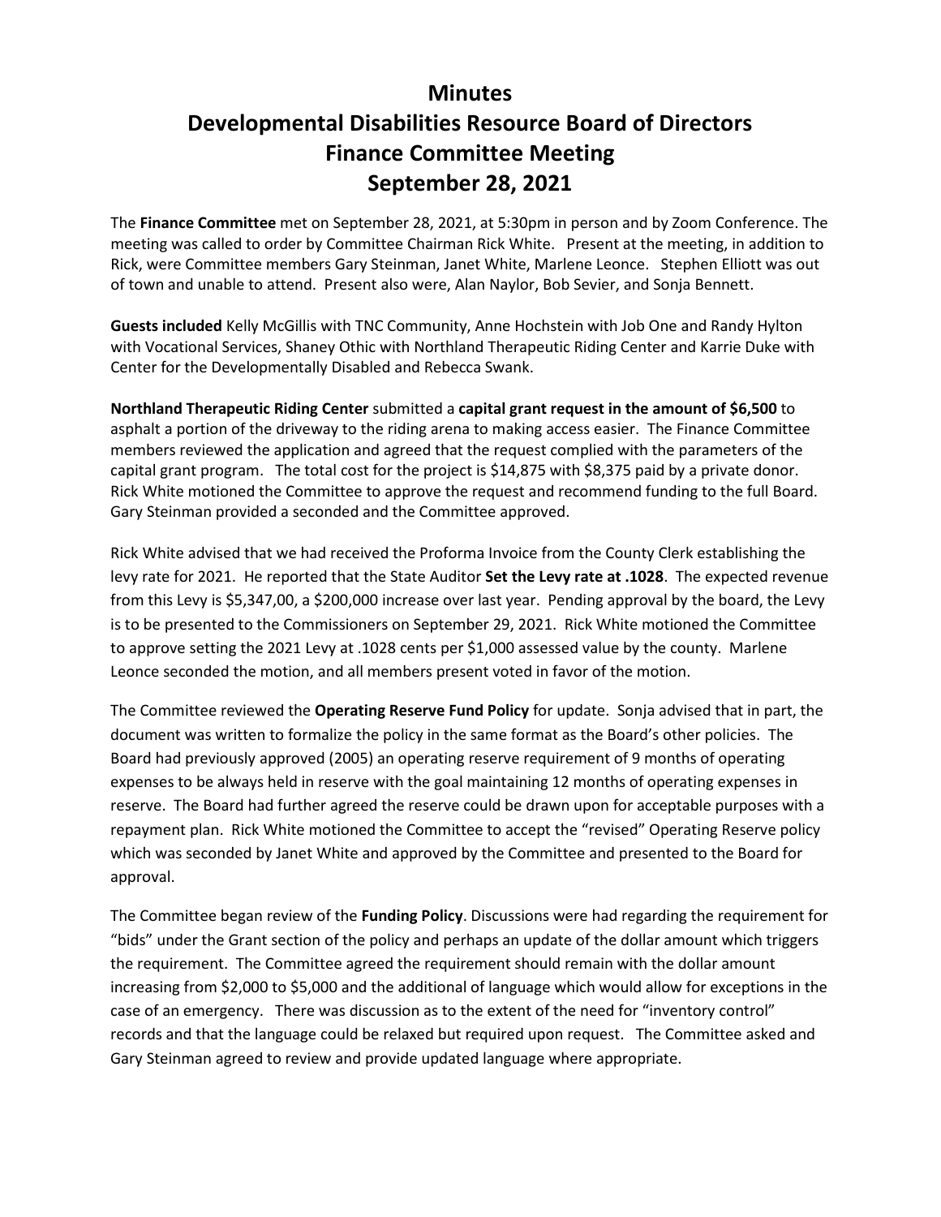# Minutes
# Developmental Disabilities Resource Board of Directors
# Finance Committee Meeting
# September 28, 2021

The **Finance Committee** met on September 28, 2021, at 5:30pm in person and by Zoom Conference. The meeting was called to order by Committee Chairman Rick White. Present at the meeting, in addition to Rick, were Committee members Gary Steinman, Janet White, Marlene Leonce. Stephen Elliott was out of town and unable to attend. Present also were, Alan Naylor, Bob Sevier, and Sonja Bennett.

**Guests included** Kelly McGillis with TNC Community, Anne Hochstein with Job One and Randy Hylton with Vocational Services, Shaney Othic with Northland Therapeutic Riding Center and Karrie Duke with Center for the Developmentally Disabled and Rebecca Swank.

**Northland Therapeutic Riding Center** submitted a **capital grant request in the amount of $6,500** to asphalt a portion of the driveway to the riding arena to making access easier. The Finance Committee members reviewed the application and agreed that the request complied with the parameters of the capital grant program. The total cost for the project is $14,875 with $8,375 paid by a private donor. Rick White motioned the Committee to approve the request and recommend funding to the full Board. Gary Steinman provided a seconded and the Committee approved.

Rick White advised that we had received the Proforma Invoice from the County Clerk establishing the levy rate for 2021. He reported that the State Auditor **Set the Levy rate at .1028**. The expected revenue from this Levy is $5,347,00, a $200,000 increase over last year. Pending approval by the board, the Levy is to be presented to the Commissioners on September 29, 2021. Rick White motioned the Committee to approve setting the 2021 Levy at .1028 cents per $1,000 assessed value by the county. Marlene Leonce seconded the motion, and all members present voted in favor of the motion.

The Committee reviewed the **Operating Reserve Fund Policy** for update. Sonja advised that in part, the document was written to formalize the policy in the same format as the Board's other policies. The Board had previously approved (2005) an operating reserve requirement of 9 months of operating expenses to be always held in reserve with the goal maintaining 12 months of operating expenses in reserve. The Board had further agreed the reserve could be drawn upon for acceptable purposes with a repayment plan. Rick White motioned the Committee to accept the "revised" Operating Reserve policy which was seconded by Janet White and approved by the Committee and presented to the Board for approval.

The Committee began review of the **Funding Policy**. Discussions were had regarding the requirement for "bids" under the Grant section of the policy and perhaps an update of the dollar amount which triggers the requirement. The Committee agreed the requirement should remain with the dollar amount increasing from $2,000 to $5,000 and the additional of language which would allow for exceptions in the case of an emergency. There was discussion as to the extent of the need for "inventory control" records and that the language could be relaxed but required upon request. The Committee asked and Gary Steinman agreed to review and provide updated language where appropriate.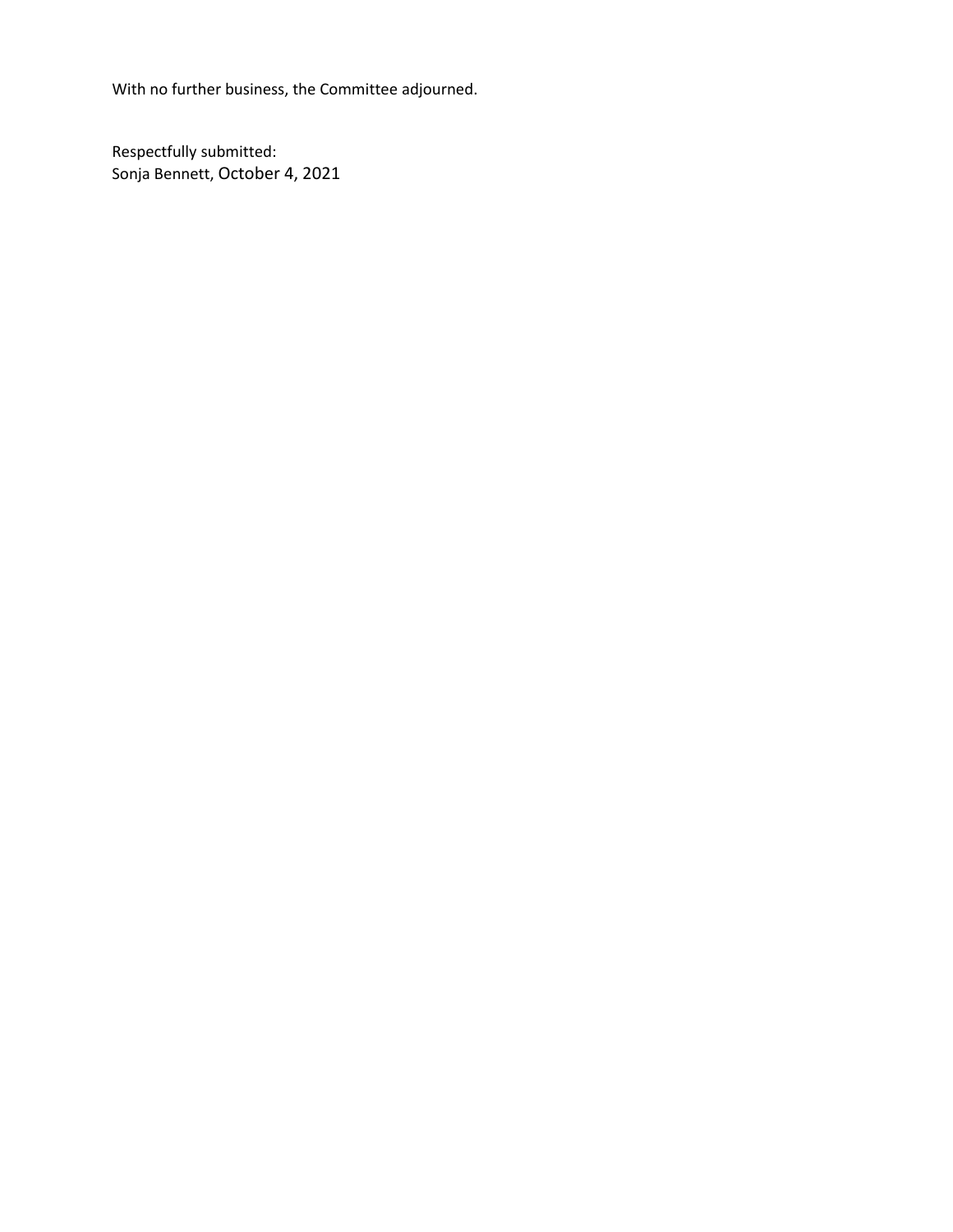With no further business, the Committee adjourned.

Respectfully submitted:
Sonja Bennett, October 4, 2021